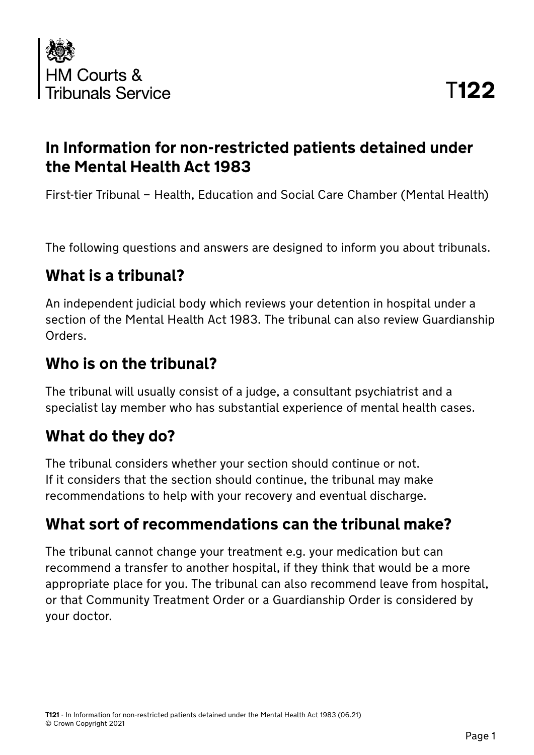HM Courts & Tribunals Service

T122

# In Information for non-restricted patients detained under the Mental Health Act 1983

First-tier Tribunal – Health, Education and Social Care Chamber (Mental Health)

The following questions and answers are designed to inform you about tribunals.

## What is a tribunal?

An independent judicial body which reviews your detention in hospital under a section of the Mental Health Act 1983. The tribunal can also review Guardianship Orders.

## Who is on the tribunal?

The tribunal will usually consist of a judge, a consultant psychiatrist and a specialist lay member who has substantial experience of mental health cases.

## What do they do?

The tribunal considers whether your section should continue or not. If it considers that the section should continue, the tribunal may make recommendations to help with your recovery and eventual discharge.

## What sort of recommendations can the tribunal make?

The tribunal cannot change your treatment e.g. your medication but can recommend a transfer to another hospital, if they think that would be a more appropriate place for you. The tribunal can also recommend leave from hospital, or that Community Treatment Order or a Guardianship Order is considered by your doctor.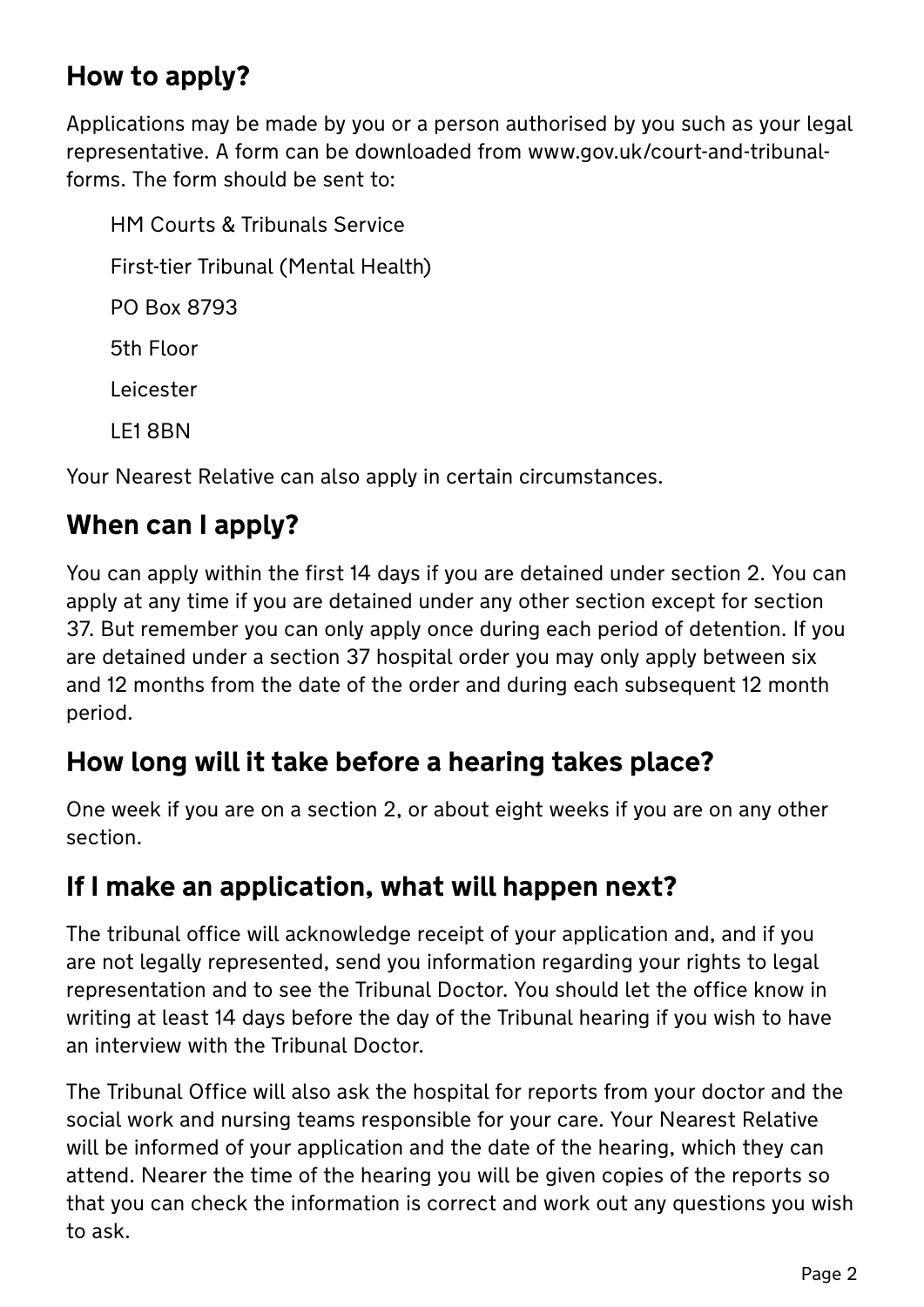## How to apply?

Applications may be made by you or a person authorised by you such as your legal representative. A form can be downloaded from www.gov.uk/court-and-tribunal-forms. The form should be sent to:

HM Courts & Tribunals Service

First-tier Tribunal (Mental Health)

PO Box 8793

5th Floor

Leicester

LE1 8BN

Your Nearest Relative can also apply in certain circumstances.

## When can I apply?

You can apply within the first 14 days if you are detained under section 2. You can apply at any time if you are detained under any other section except for section 37. But remember you can only apply once during each period of detention. If you are detained under a section 37 hospital order you may only apply between six and 12 months from the date of the order and during each subsequent 12 month period.

## How long will it take before a hearing takes place?

One week if you are on a section 2, or about eight weeks if you are on any other section.

## If I make an application, what will happen next?

The tribunal office will acknowledge receipt of your application and, and if you are not legally represented, send you information regarding your rights to legal representation and to see the Tribunal Doctor. You should let the office know in writing at least 14 days before the day of the Tribunal hearing if you wish to have an interview with the Tribunal Doctor.

The Tribunal Office will also ask the hospital for reports from your doctor and the social work and nursing teams responsible for your care. Your Nearest Relative will be informed of your application and the date of the hearing, which they can attend. Nearer the time of the hearing you will be given copies of the reports so that you can check the information is correct and work out any questions you wish to ask.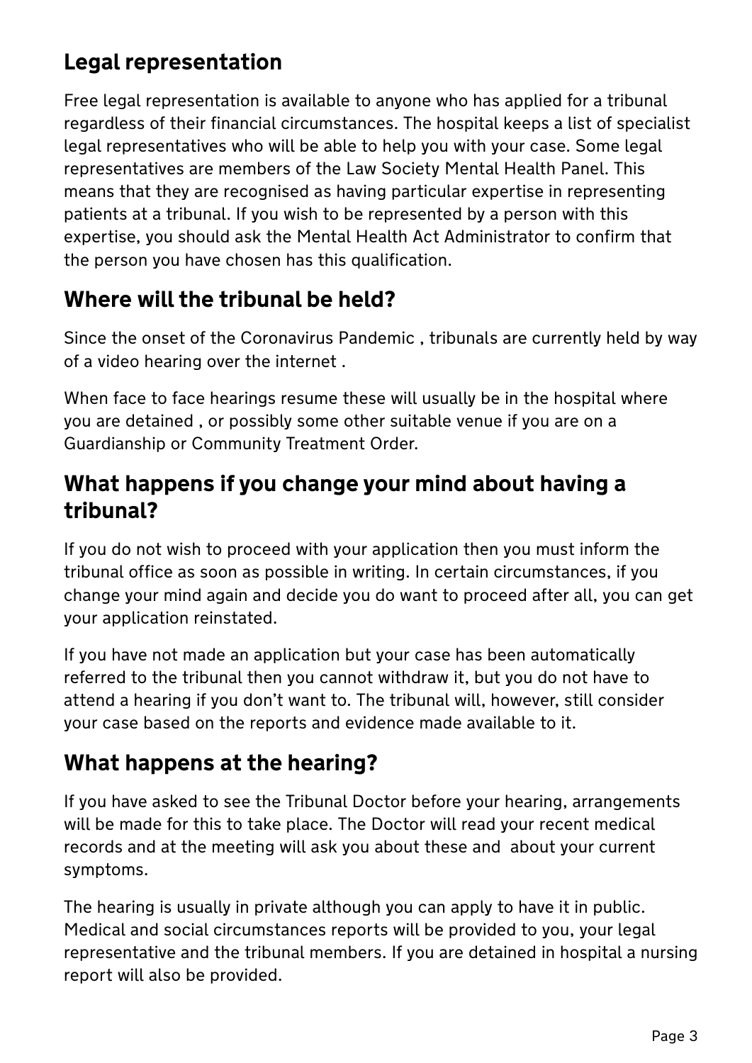## Legal representation

Free legal representation is available to anyone who has applied for a tribunal regardless of their financial circumstances. The hospital keeps a list of specialist legal representatives who will be able to help you with your case. Some legal representatives are members of the Law Society Mental Health Panel. This means that they are recognised as having particular expertise in representing patients at a tribunal. If you wish to be represented by a person with this expertise, you should ask the Mental Health Act Administrator to confirm that the person you have chosen has this qualification.

## Where will the tribunal be held?

Since the onset of the Coronavirus Pandemic , tribunals are currently held by way of a video hearing over the internet .

When face to face hearings resume these will usually be in the hospital where you are detained , or possibly some other suitable venue if you are on a Guardianship or Community Treatment Order.

## What happens if you change your mind about having a tribunal?

If you do not wish to proceed with your application then you must inform the tribunal office as soon as possible in writing. In certain circumstances, if you change your mind again and decide you do want to proceed after all, you can get your application reinstated.

If you have not made an application but your case has been automatically referred to the tribunal then you cannot withdraw it, but you do not have to attend a hearing if you don't want to. The tribunal will, however, still consider your case based on the reports and evidence made available to it.

## What happens at the hearing?

If you have asked to see the Tribunal Doctor before your hearing, arrangements will be made for this to take place. The Doctor will read your recent medical records and at the meeting will ask you about these and about your current symptoms.

The hearing is usually in private although you can apply to have it in public. Medical and social circumstances reports will be provided to you, your legal representative and the tribunal members. If you are detained in hospital a nursing report will also be provided.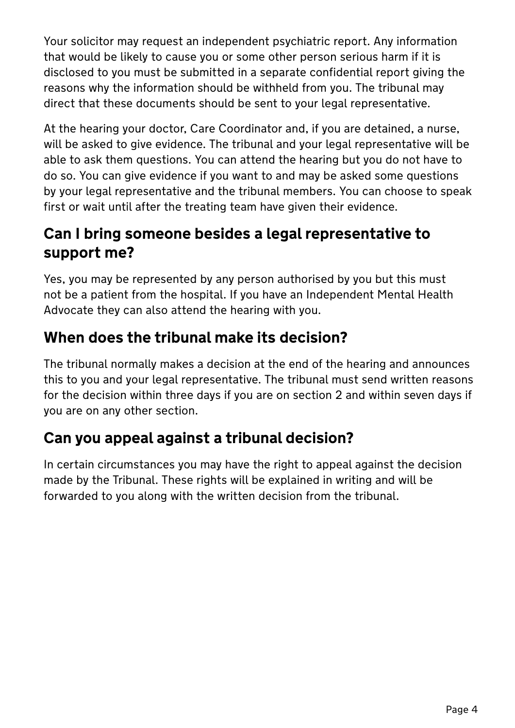Your solicitor may request an independent psychiatric report. Any information that would be likely to cause you or some other person serious harm if it is disclosed to you must be submitted in a separate confidential report giving the reasons why the information should be withheld from you. The tribunal may direct that these documents should be sent to your legal representative.

At the hearing your doctor, Care Coordinator and, if you are detained, a nurse, will be asked to give evidence. The tribunal and your legal representative will be able to ask them questions. You can attend the hearing but you do not have to do so. You can give evidence if you want to and may be asked some questions by your legal representative and the tribunal members. You can choose to speak first or wait until after the treating team have given their evidence.

## Can I bring someone besides a legal representative to support me?

Yes, you may be represented by any person authorised by you but this must not be a patient from the hospital. If you have an Independent Mental Health Advocate they can also attend the hearing with you.

## When does the tribunal make its decision?

The tribunal normally makes a decision at the end of the hearing and announces this to you and your legal representative. The tribunal must send written reasons for the decision within three days if you are on section 2 and within seven days if you are on any other section.

## Can you appeal against a tribunal decision?

In certain circumstances you may have the right to appeal against the decision made by the Tribunal. These rights will be explained in writing and will be forwarded to you along with the written decision from the tribunal.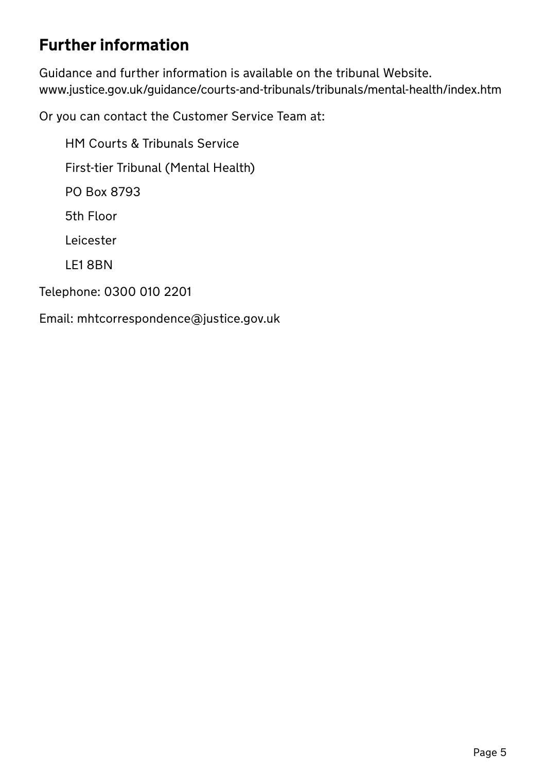## Further information

Guidance and further information is available on the tribunal Website.
www.justice.gov.uk/guidance/courts-and-tribunals/tribunals/mental-health/index.htm

Or you can contact the Customer Service Team at:

HM Courts & Tribunals Service

First-tier Tribunal (Mental Health)

PO Box 8793

5th Floor

Leicester

LE1 8BN

Telephone: 0300 010 2201

Email: mhtcorrespondence@justice.gov.uk